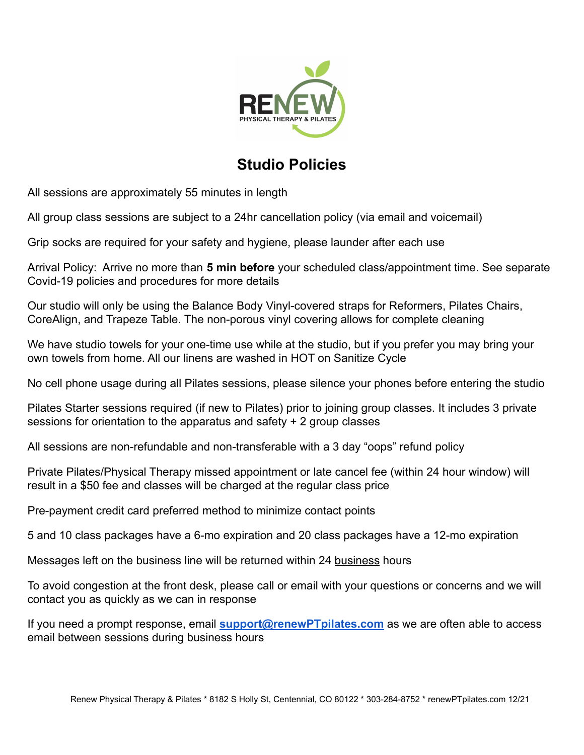# Studio Policies

All sessions are approximately 55 minutes in length

All group class sessions are subject to a 24hr cancellation policy (via email and voicemail)

Grip socks are required for your safety and hygiene, please launder after each use

Arrival Policy: Arrive no more than **5 min before** your scheduled class/appointment time. See separate Covid-19 policies and procedures for more details

Our studio will only be using the Balance Body Vinyl-covered straps for Reformers, Pilates Chairs, CoreAlign, and Trapeze Table. The non-porous vinyl covering allows for complete cleaning

We have studio towels for your one-time use while at the studio, but if you prefer you may bring your own towels from home. All our linens are washed in HOT on Sanitize Cycle

No cell phone usage during all Pilates sessions, please silence your phones before entering the studio

Pilates Starter sessions required (if new to Pilates) prior to joining group classes. It includes 3 private sessions for orientation to the apparatus and safety + 2 group classes

All sessions are non-refundable and non-transferable with a 3 day "oops" refund policy

Private Pilates/Physical Therapy missed appointment or late cancel fee (within 24 hour window) will result in a $50 fee and classes will be charged at the regular class price

Pre-payment credit card preferred method to minimize contact points

5 and 10 class packages have a 6-mo expiration and 20 class packages have a 12-mo expiration

Messages left on the business line will be returned within 24 business hours

To avoid congestion at the front desk, please call or email with your questions or concerns and we will contact you as quickly as we can in response

If you need a prompt response, email **support@renewPTpilates.com** as we are often able to access email between sessions during business hours

Renew Physical Therapy & Pilates * 8182 S Holly St, Centennial, CO 80122 * 303-284-8752 * renewPTpilates.com 12/21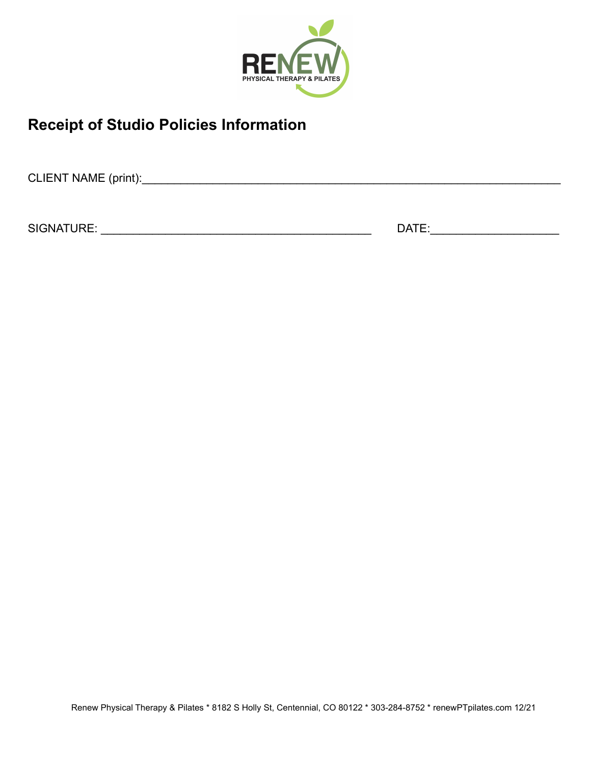RENEW
PHYSICAL THERAPY & PILATES

## Receipt of Studio Policies Information

CLIENT NAME (print):_________________________________________________________________

SIGNATURE: ___________________________________________ DATE:____________________

Renew Physical Therapy & Pilates * 8182 S Holly St, Centennial, CO 80122 * 303-284-8752 * renewPTpilates.com 12/21